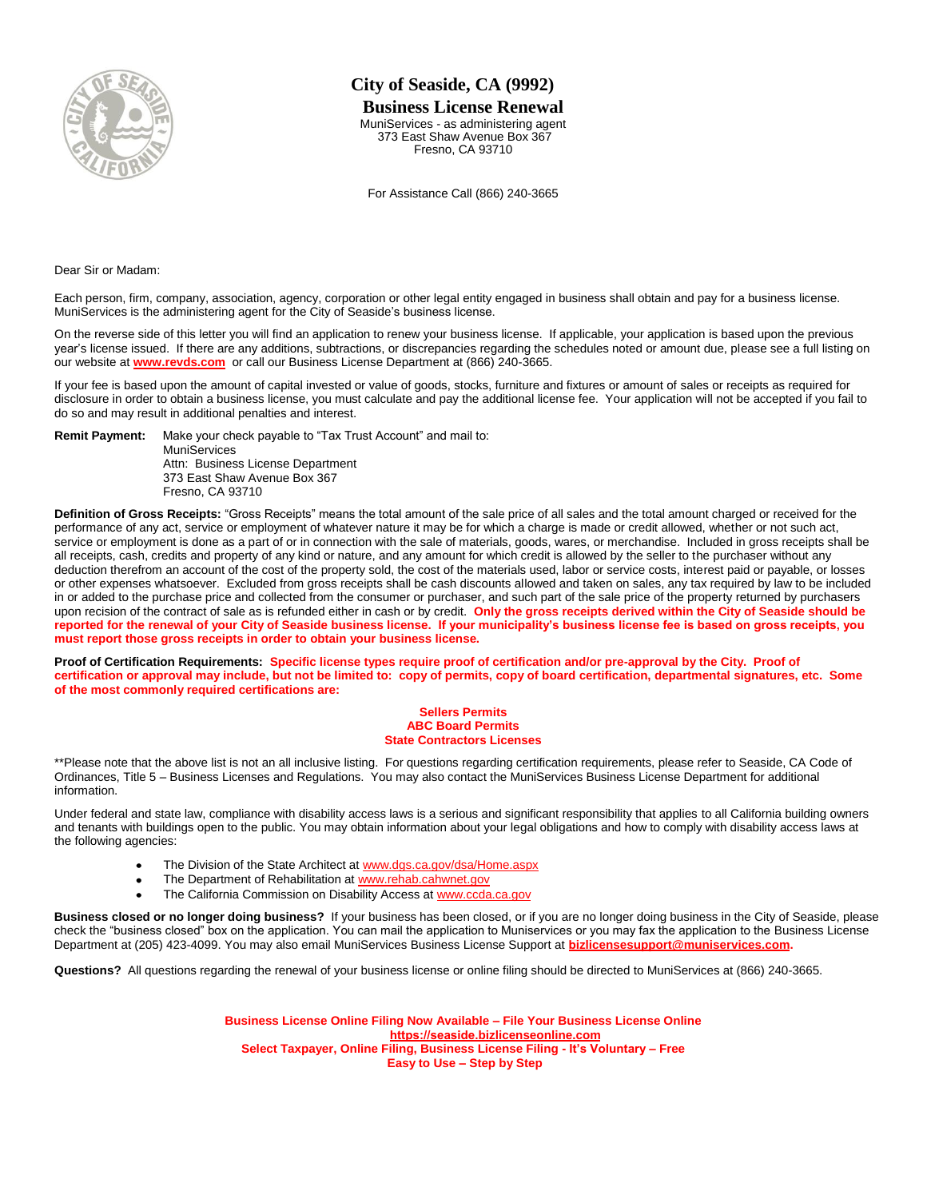# City of Seaside, CA (9992)

## Business License Renewal

MuniServices - as administering agent
373 East Shaw Avenue Box 367
Fresno, CA 93710

For Assistance Call (866) 240-3665

Dear Sir or Madam:

Each person, firm, company, association, agency, corporation or other legal entity engaged in business shall obtain and pay for a business license. MuniServices is the administering agent for the City of Seaside's business license.

On the reverse side of this letter you will find an application to renew your business license. If applicable, your application is based upon the previous year's license issued. If there are any additions, subtractions, or discrepancies regarding the schedules noted or amount due, please see a full listing on our website at **www.revds.com** or call our Business License Department at (866) 240-3665.

If your fee is based upon the amount of capital invested or value of goods, stocks, furniture and fixtures or amount of sales or receipts as required for disclosure in order to obtain a business license, you must calculate and pay the additional license fee. Your application will not be accepted if you fail to do so and may result in additional penalties and interest.

**Remit Payment:** Make your check payable to "Tax Trust Account" and mail to:
MuniServices
Attn: Business License Department
373 East Shaw Avenue Box 367
Fresno, CA 93710

**Definition of Gross Receipts:** "Gross Receipts" means the total amount of the sale price of all sales and the total amount charged or received for the performance of any act, service or employment of whatever nature it may be for which a charge is made or credit allowed, whether or not such act, service or employment is done as a part of or in connection with the sale of materials, goods, wares, or merchandise. Included in gross receipts shall be all receipts, cash, credits and property of any kind or nature, and any amount for which credit is allowed by the seller to the purchaser without any deduction therefrom an account of the cost of the property sold, the cost of the materials used, labor or service costs, interest paid or payable, or losses or other expenses whatsoever. Excluded from gross receipts shall be cash discounts allowed and taken on sales, any tax required by law to be included in or added to the purchase price and collected from the consumer or purchaser, and such part of the sale price of the property returned by purchasers upon recision of the contract of sale as is refunded either in cash or by credit. **Only the gross receipts derived within the City of Seaside should be reported for the renewal of your City of Seaside business license. If your municipality's business license fee is based on gross receipts, you must report those gross receipts in order to obtain your business license.**

**Proof of Certification Requirements: Specific license types require proof of certification and/or pre-approval by the City. Proof of certification or approval may include, but not be limited to: copy of permits, copy of board certification, departmental signatures, etc. Some of the most commonly required certifications are:**

**Sellers Permits**
**ABC Board Permits**
**State Contractors Licenses**

**Please note that the above list is not an all inclusive listing. For questions regarding certification requirements, please refer to Seaside, CA Code of Ordinances, Title 5 – Business Licenses and Regulations. You may also contact the MuniServices Business License Department for additional information.

Under federal and state law, compliance with disability access laws is a serious and significant responsibility that applies to all California building owners and tenants with buildings open to the public. You may obtain information about your legal obligations and how to comply with disability access laws at the following agencies:

- The Division of the State Architect at www.dgs.ca.gov/dsa/Home.aspx
- The Department of Rehabilitation at www.rehab.cahwnet.gov
- The California Commission on Disability Access at www.ccda.ca.gov

**Business closed or no longer doing business?** If your business has been closed, or if you are no longer doing business in the City of Seaside, please check the "business closed" box on the application. You can mail the application to Muniservices or you may fax the application to the Business License Department at (205) 423-4099. You may also email MuniServices Business License Support at **bizlicensesupport@muniservices.com.**

**Questions?** All questions regarding the renewal of your business license or online filing should be directed to MuniServices at (866) 240-3665.

**Business License Online Filing Now Available – File Your Business License Online**
**https://seaside.bizlicenseonline.com**
**Select Taxpayer, Online Filing, Business License Filing - It's Voluntary – Free**
**Easy to Use – Step by Step**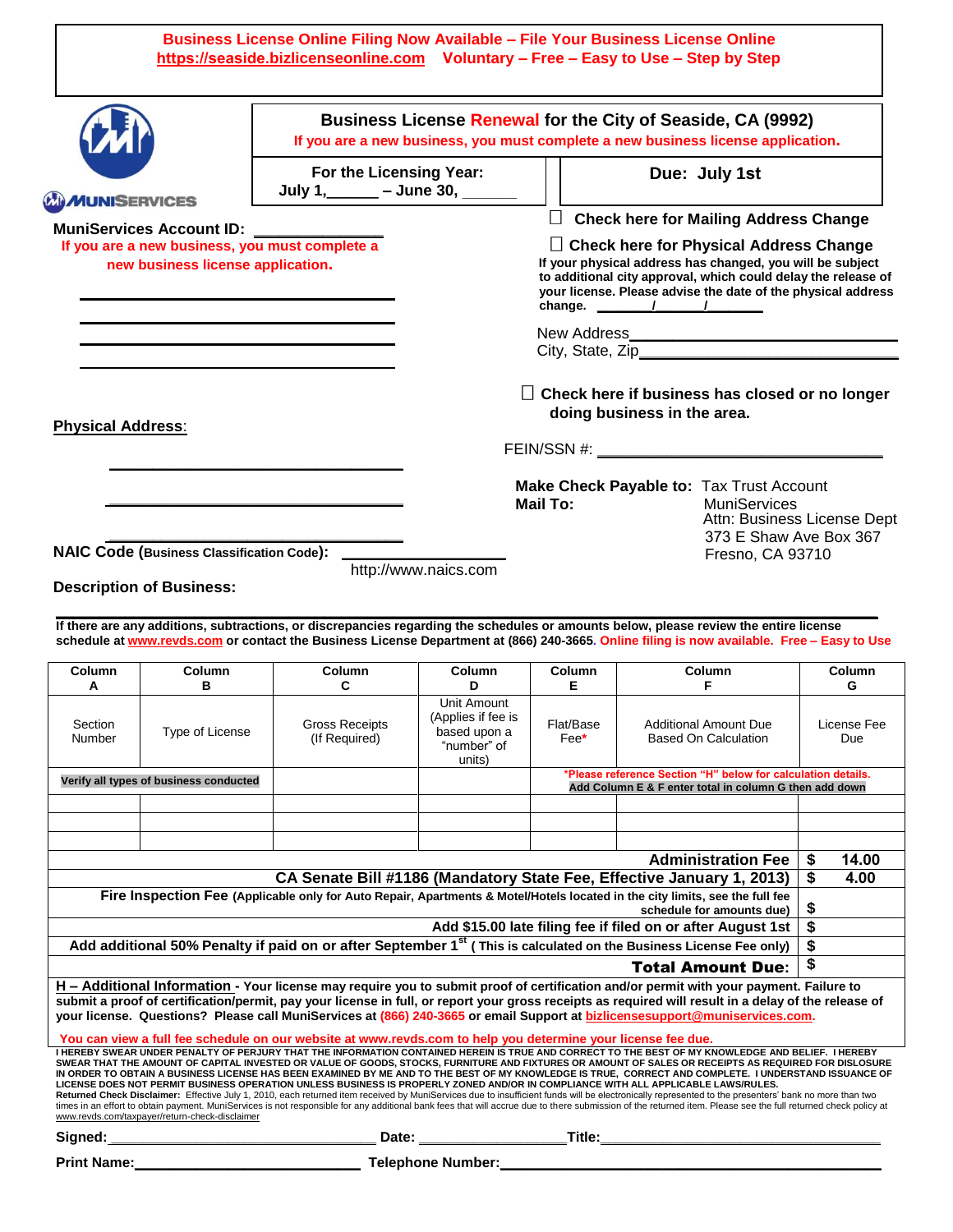**Business License Online Filing Now Available – File Your Business License Online**
**https://seaside.bizlicenseonline.com Voluntary – Free – Easy to Use – Step by Step**

MUNISERVICES

## Business License Renewal for the City of Seaside, CA (9992)

**If you are a new business, you must complete a new business license application.**

**For the Licensing Year:**
**July 1,______ – June 30, ______**

**Due: July 1st**

**MuniServices Account ID:** ____________

**If you are a new business, you must complete a new business license application.**

☐ **Check here for Mailing Address Change**

☐ **Check here for Physical Address Change**

**If your physical address has changed, you will be subject to additional city approval, which could delay the release of your license. Please advise the date of the physical address change.** ______/______/______

New Address______________________________
City, State, Zip____________________________

☐ **Check here if business has closed or no longer doing business in the area.**

**Physical Address:**

FEIN/SSN #: ______________________________

**Make Check Payable to:** Tax Trust Account
**Mail To:** MuniServices
Attn: Business License Dept
373 E Shaw Ave Box 367
Fresno, CA 93710

**NAIC Code (Business Classification Code):** ______________
http://www.naics.com

**Description of Business:**

**If there are any additions, subtractions, or discrepancies regarding the schedules or amounts below, please review the entire license schedule at www.revds.com or contact the Business License Department at (866) 240-3665. Online filing is now available. Free – Easy to Use**

| Column A | Column B | Column C | Column D | Column E | Column F | Column G |
|---|---|---|---|---|---|---|
| Section Number | Type of License | Gross Receipts (If Required) | Unit Amount (Applies if fee is based upon a "number" of units) | Flat/Base Fee* | Additional Amount Due Based On Calculation | License Fee Due |
| **Verify all types of business conducted** | | | | ***Please reference Section "H" below for calculation details. Add Column E & F enter total in column G then add down** | | |
| | | | | | | |
| | | | | | | |
| | | | | | | |
| **Administration Fee** | | | | | | $ 14.00 |
| **CA Senate Bill #1186 (Mandatory State Fee, Effective January 1, 2013)** | | | | | | $ 4.00 |
| **Fire Inspection Fee (Applicable only for Auto Repair, Apartments & Motel/Hotels located in the city limits, see the full fee schedule for amounts due)** | | | | | | $ |
| **Add $15.00 late filing fee if filed on or after August 1st** | | | | | | $ |
| **Add additional 50% Penalty if paid on or after September 1st (This is calculated on the Business License Fee only)** | | | | | | $ |
| **Total Amount Due:** | | | | | | $ |

**H – Additional Information - Your license may require you to submit proof of certification and/or permit with your payment. Failure to submit a proof of certification/permit, pay your license in full, or report your gross receipts as required will result in a delay of the release of your license. Questions? Please call MuniServices at (866) 240-3665 or email Support at bizlicensesupport@muniservices.com.**

**You can view a full fee schedule on our website at www.revds.com to help you determine your license fee due.**

**I HEREBY SWEAR UNDER PENALTY OF PERJURY THAT THE INFORMATION CONTAINED HEREIN IS TRUE AND CORRECT TO THE BEST OF MY KNOWLEDGE AND BELIEF. I HEREBY SWEAR THAT THE AMOUNT OF CAPITAL INVESTED OR VALUE OF GOODS, STOCKS, FURNITURE AND FIXTURES OR AMOUNT OF SALES OR RECEIPTS AS REQUIRED FOR DISLOSURE IN ORDER TO OBTAIN A BUSINESS LICENSE HAS BEEN EXAMINED BY ME AND TO THE BEST OF MY KNOWLEDGE IS TRUE, CORRECT AND COMPLETE. I UNDERSTAND ISSUANCE OF LICENSE DOES NOT PERMIT BUSINESS OPERATION UNLESS BUSINESS IS PROPERLY ZONED AND/OR IN COMPLIANCE WITH ALL APPLICABLE LAWS/RULES.**

**Returned Check Disclaimer:** Effective July 1, 2010, each returned item received by MuniServices due to insufficient funds will be electronically represented to the presenters' bank no more than two times in an effort to obtain payment. MuniServices is not responsible for any additional bank fees that will accrue due to there submission of the returned item. Please see the full returned check policy at www.revds.com/taxpayer/return-check-disclaimer

**Signed:**______________________ **Date:** ______________ **Title:**______________________

**Print Name:**______________________ **Telephone Number:**______________________